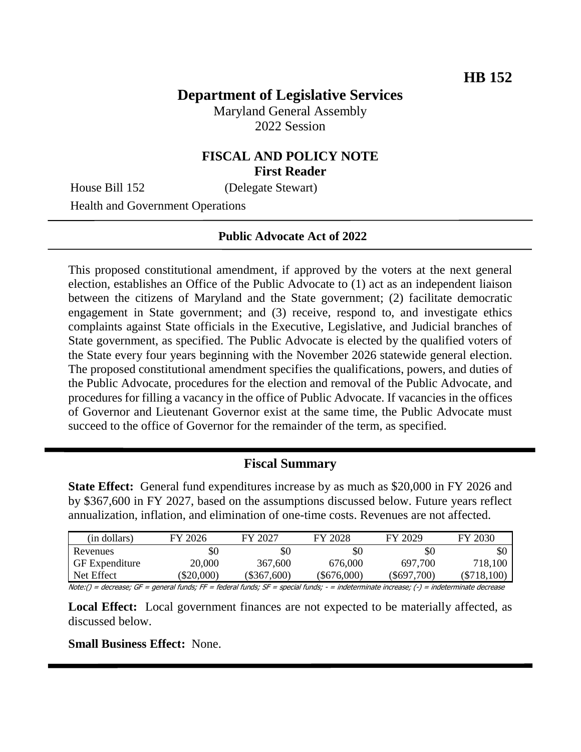**HB 152**

# Department of Legislative Services

Maryland General Assembly
2022 Session

## FISCAL AND POLICY NOTE
**First Reader**

House Bill 152 (Delegate Stewart)
Health and Government Operations

**Public Advocate Act of 2022**

This proposed constitutional amendment, if approved by the voters at the next general election, establishes an Office of the Public Advocate to (1) act as an independent liaison between the citizens of Maryland and the State government; (2) facilitate democratic engagement in State government; and (3) receive, respond to, and investigate ethics complaints against State officials in the Executive, Legislative, and Judicial branches of State government, as specified. The Public Advocate is elected by the qualified voters of the State every four years beginning with the November 2026 statewide general election. The proposed constitutional amendment specifies the qualifications, powers, and duties of the Public Advocate, procedures for the election and removal of the Public Advocate, and procedures for filling a vacancy in the office of Public Advocate. If vacancies in the offices of Governor and Lieutenant Governor exist at the same time, the Public Advocate must succeed to the office of Governor for the remainder of the term, as specified.

## Fiscal Summary

**State Effect:** General fund expenditures increase by as much as $20,000 in FY 2026 and by $367,600 in FY 2027, based on the assumptions discussed below. Future years reflect annualization, inflation, and elimination of one-time costs. Revenues are not affected.

| (in dollars) | FY 2026 | FY 2027 | FY 2028 | FY 2029 | FY 2030 |
|---|---|---|---|---|---|
| Revenues | $0 | $0 | $0 | $0 | $0 |
| GF Expenditure | 20,000 | 367,600 | 676,000 | 697,700 | 718,100 |
| Net Effect | ($20,000) | ($367,600) | ($676,000) | ($697,700) | ($718,100) |

*Note:() = decrease; GF = general funds; FF = federal funds; SF = special funds; - = indeterminate increase; (-) = indeterminate decrease*

**Local Effect:** Local government finances are not expected to be materially affected, as discussed below.

**Small Business Effect:** None.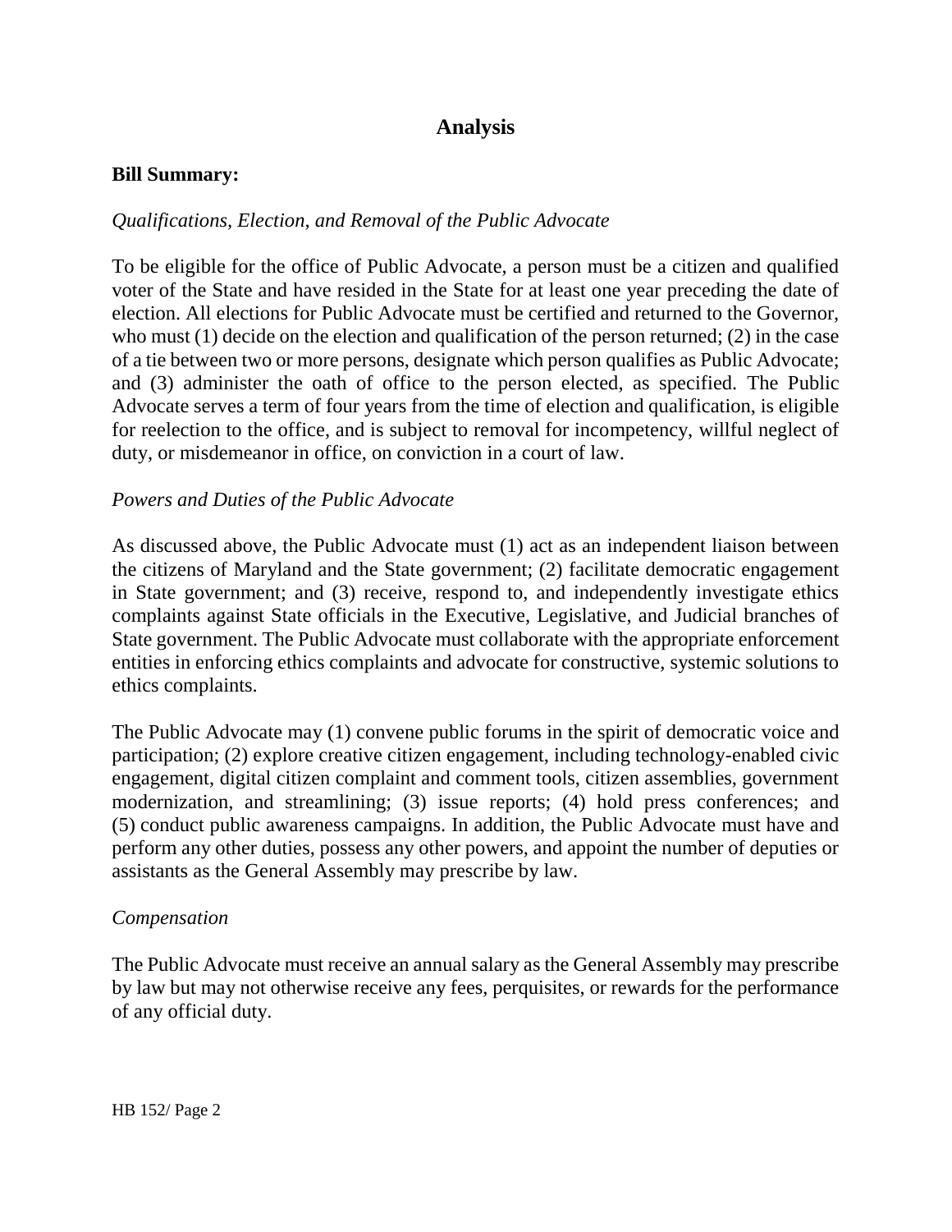# Analysis

**Bill Summary:**

*Qualifications, Election, and Removal of the Public Advocate*

To be eligible for the office of Public Advocate, a person must be a citizen and qualified voter of the State and have resided in the State for at least one year preceding the date of election. All elections for Public Advocate must be certified and returned to the Governor, who must (1) decide on the election and qualification of the person returned; (2) in the case of a tie between two or more persons, designate which person qualifies as Public Advocate; and (3) administer the oath of office to the person elected, as specified. The Public Advocate serves a term of four years from the time of election and qualification, is eligible for reelection to the office, and is subject to removal for incompetency, willful neglect of duty, or misdemeanor in office, on conviction in a court of law.

*Powers and Duties of the Public Advocate*

As discussed above, the Public Advocate must (1) act as an independent liaison between the citizens of Maryland and the State government; (2) facilitate democratic engagement in State government; and (3) receive, respond to, and independently investigate ethics complaints against State officials in the Executive, Legislative, and Judicial branches of State government. The Public Advocate must collaborate with the appropriate enforcement entities in enforcing ethics complaints and advocate for constructive, systemic solutions to ethics complaints.

The Public Advocate may (1) convene public forums in the spirit of democratic voice and participation; (2) explore creative citizen engagement, including technology-enabled civic engagement, digital citizen complaint and comment tools, citizen assemblies, government modernization, and streamlining; (3) issue reports; (4) hold press conferences; and (5) conduct public awareness campaigns. In addition, the Public Advocate must have and perform any other duties, possess any other powers, and appoint the number of deputies or assistants as the General Assembly may prescribe by law.

*Compensation*

The Public Advocate must receive an annual salary as the General Assembly may prescribe by law but may not otherwise receive any fees, perquisites, or rewards for the performance of any official duty.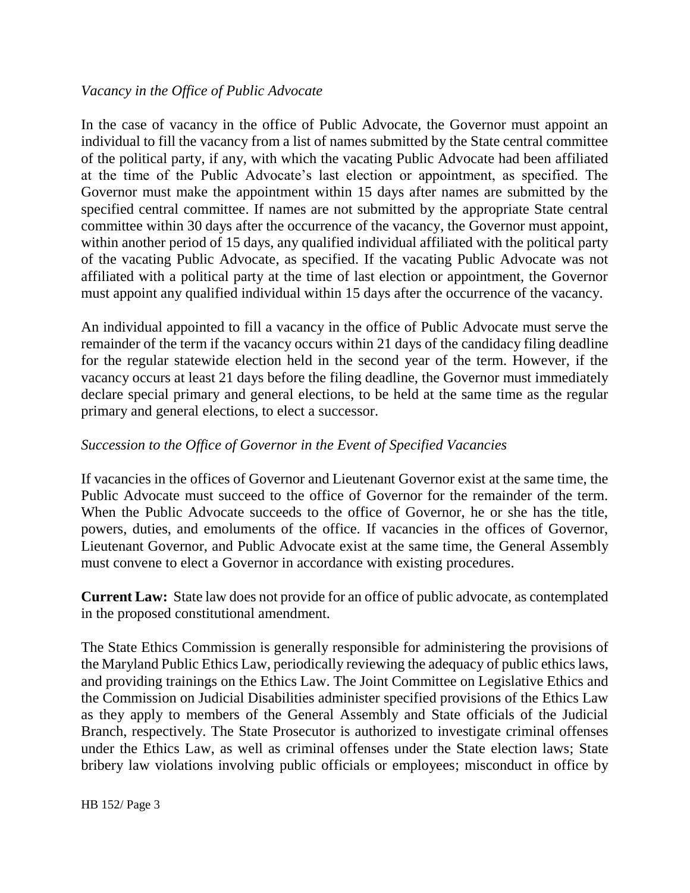*Vacancy in the Office of Public Advocate*

In the case of vacancy in the office of Public Advocate, the Governor must appoint an individual to fill the vacancy from a list of names submitted by the State central committee of the political party, if any, with which the vacating Public Advocate had been affiliated at the time of the Public Advocate's last election or appointment, as specified. The Governor must make the appointment within 15 days after names are submitted by the specified central committee. If names are not submitted by the appropriate State central committee within 30 days after the occurrence of the vacancy, the Governor must appoint, within another period of 15 days, any qualified individual affiliated with the political party of the vacating Public Advocate, as specified. If the vacating Public Advocate was not affiliated with a political party at the time of last election or appointment, the Governor must appoint any qualified individual within 15 days after the occurrence of the vacancy.

An individual appointed to fill a vacancy in the office of Public Advocate must serve the remainder of the term if the vacancy occurs within 21 days of the candidacy filing deadline for the regular statewide election held in the second year of the term. However, if the vacancy occurs at least 21 days before the filing deadline, the Governor must immediately declare special primary and general elections, to be held at the same time as the regular primary and general elections, to elect a successor.

*Succession to the Office of Governor in the Event of Specified Vacancies*

If vacancies in the offices of Governor and Lieutenant Governor exist at the same time, the Public Advocate must succeed to the office of Governor for the remainder of the term. When the Public Advocate succeeds to the office of Governor, he or she has the title, powers, duties, and emoluments of the office. If vacancies in the offices of Governor, Lieutenant Governor, and Public Advocate exist at the same time, the General Assembly must convene to elect a Governor in accordance with existing procedures.

**Current Law:** State law does not provide for an office of public advocate, as contemplated in the proposed constitutional amendment.

The State Ethics Commission is generally responsible for administering the provisions of the Maryland Public Ethics Law, periodically reviewing the adequacy of public ethics laws, and providing trainings on the Ethics Law. The Joint Committee on Legislative Ethics and the Commission on Judicial Disabilities administer specified provisions of the Ethics Law as they apply to members of the General Assembly and State officials of the Judicial Branch, respectively. The State Prosecutor is authorized to investigate criminal offenses under the Ethics Law, as well as criminal offenses under the State election laws; State bribery law violations involving public officials or employees; misconduct in office by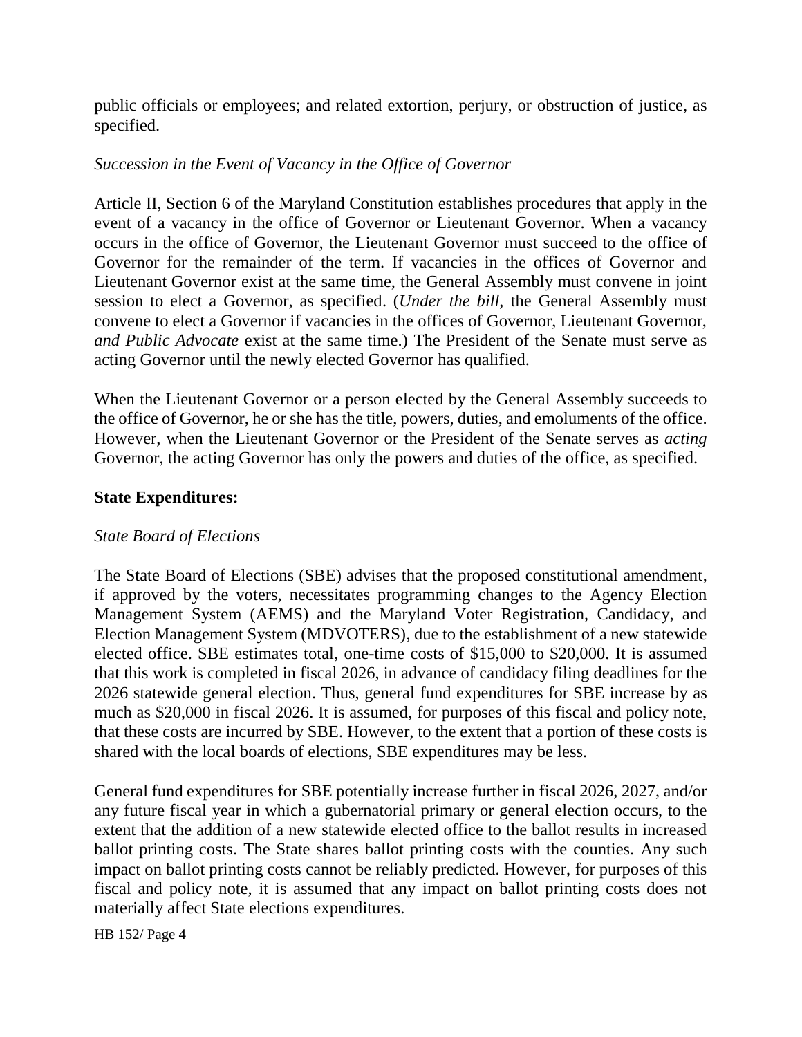public officials or employees; and related extortion, perjury, or obstruction of justice, as specified.

*Succession in the Event of Vacancy in the Office of Governor*

Article II, Section 6 of the Maryland Constitution establishes procedures that apply in the event of a vacancy in the office of Governor or Lieutenant Governor. When a vacancy occurs in the office of Governor, the Lieutenant Governor must succeed to the office of Governor for the remainder of the term. If vacancies in the offices of Governor and Lieutenant Governor exist at the same time, the General Assembly must convene in joint session to elect a Governor, as specified. (*Under the bill,* the General Assembly must convene to elect a Governor if vacancies in the offices of Governor, Lieutenant Governor, *and Public Advocate* exist at the same time.) The President of the Senate must serve as acting Governor until the newly elected Governor has qualified.

When the Lieutenant Governor or a person elected by the General Assembly succeeds to the office of Governor, he or she has the title, powers, duties, and emoluments of the office. However, when the Lieutenant Governor or the President of the Senate serves as *acting* Governor, the acting Governor has only the powers and duties of the office, as specified.

**State Expenditures:**

*State Board of Elections*

The State Board of Elections (SBE) advises that the proposed constitutional amendment, if approved by the voters, necessitates programming changes to the Agency Election Management System (AEMS) and the Maryland Voter Registration, Candidacy, and Election Management System (MDVOTERS), due to the establishment of a new statewide elected office. SBE estimates total, one-time costs of $15,000 to $20,000. It is assumed that this work is completed in fiscal 2026, in advance of candidacy filing deadlines for the 2026 statewide general election. Thus, general fund expenditures for SBE increase by as much as $20,000 in fiscal 2026. It is assumed, for purposes of this fiscal and policy note, that these costs are incurred by SBE. However, to the extent that a portion of these costs is shared with the local boards of elections, SBE expenditures may be less.

General fund expenditures for SBE potentially increase further in fiscal 2026, 2027, and/or any future fiscal year in which a gubernatorial primary or general election occurs, to the extent that the addition of a new statewide elected office to the ballot results in increased ballot printing costs. The State shares ballot printing costs with the counties. Any such impact on ballot printing costs cannot be reliably predicted. However, for purposes of this fiscal and policy note, it is assumed that any impact on ballot printing costs does not materially affect State elections expenditures.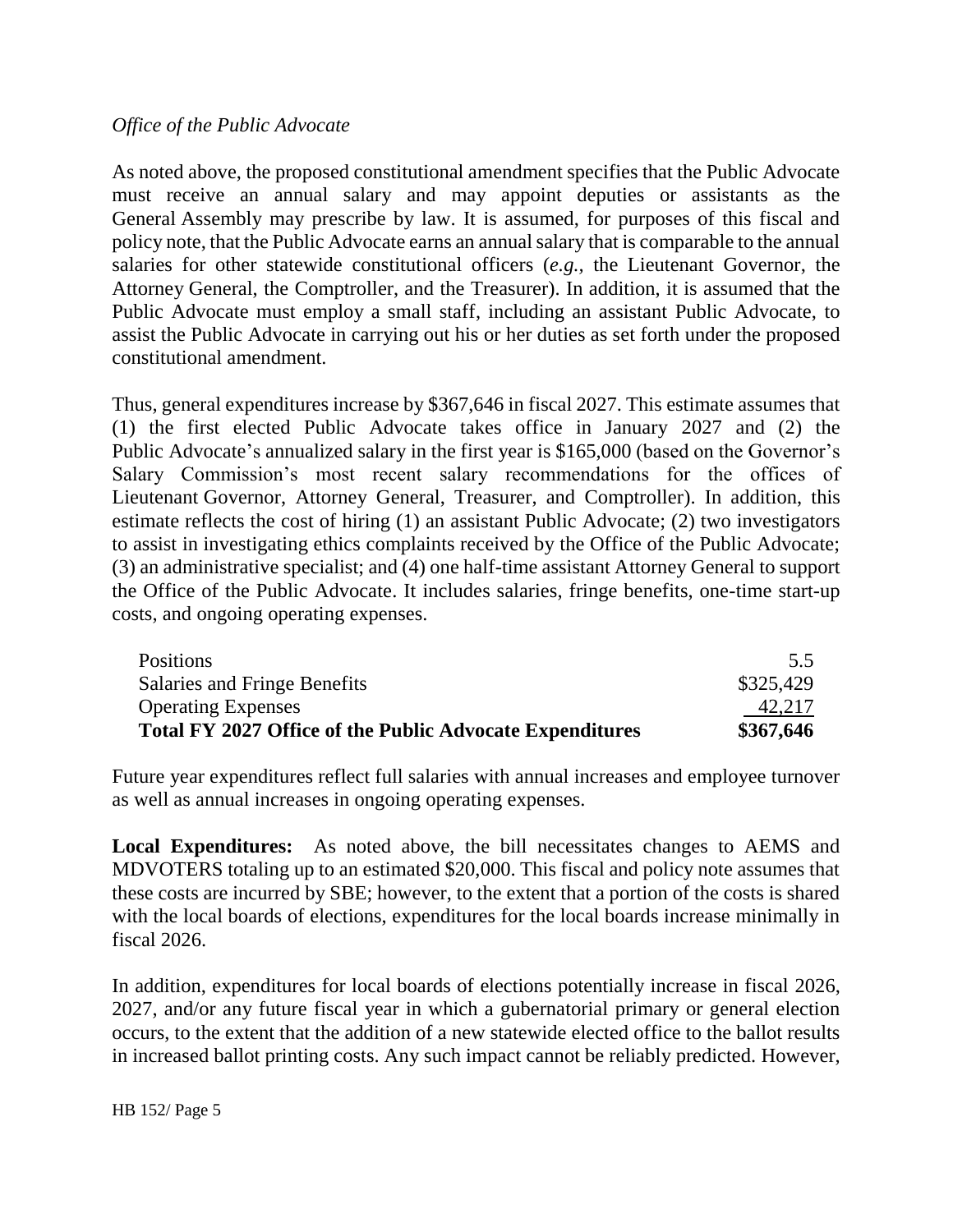*Office of the Public Advocate*

As noted above, the proposed constitutional amendment specifies that the Public Advocate must receive an annual salary and may appoint deputies or assistants as the General Assembly may prescribe by law. It is assumed, for purposes of this fiscal and policy note, that the Public Advocate earns an annual salary that is comparable to the annual salaries for other statewide constitutional officers (*e.g.,* the Lieutenant Governor, the Attorney General, the Comptroller, and the Treasurer). In addition, it is assumed that the Public Advocate must employ a small staff, including an assistant Public Advocate, to assist the Public Advocate in carrying out his or her duties as set forth under the proposed constitutional amendment.

Thus, general expenditures increase by $367,646 in fiscal 2027. This estimate assumes that (1) the first elected Public Advocate takes office in January 2027 and (2) the Public Advocate's annualized salary in the first year is $165,000 (based on the Governor's Salary Commission's most recent salary recommendations for the offices of Lieutenant Governor, Attorney General, Treasurer, and Comptroller). In addition, this estimate reflects the cost of hiring (1) an assistant Public Advocate; (2) two investigators to assist in investigating ethics complaints received by the Office of the Public Advocate; (3) an administrative specialist; and (4) one half-time assistant Attorney General to support the Office of the Public Advocate. It includes salaries, fringe benefits, one-time start-up costs, and ongoing operating expenses.

| | |
|---|---:|
| Positions | 5.5 |
| Salaries and Fringe Benefits | $325,429 |
| Operating Expenses | 42,217 |
| **Total FY 2027 Office of the Public Advocate Expenditures** | **$367,646** |

Future year expenditures reflect full salaries with annual increases and employee turnover as well as annual increases in ongoing operating expenses.

**Local Expenditures:** As noted above, the bill necessitates changes to AEMS and MDVOTERS totaling up to an estimated $20,000. This fiscal and policy note assumes that these costs are incurred by SBE; however, to the extent that a portion of the costs is shared with the local boards of elections, expenditures for the local boards increase minimally in fiscal 2026.

In addition, expenditures for local boards of elections potentially increase in fiscal 2026, 2027, and/or any future fiscal year in which a gubernatorial primary or general election occurs, to the extent that the addition of a new statewide elected office to the ballot results in increased ballot printing costs. Any such impact cannot be reliably predicted. However,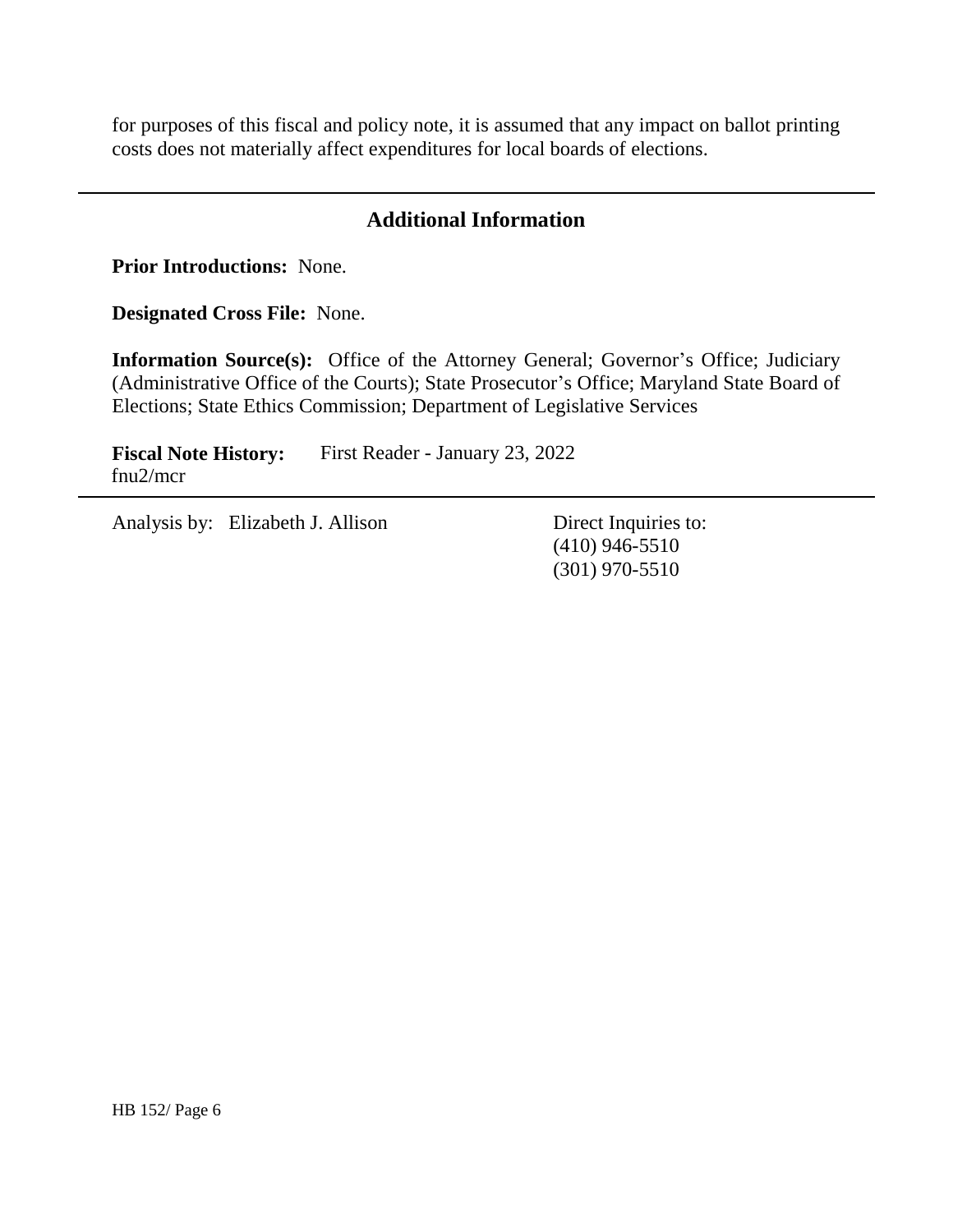for purposes of this fiscal and policy note, it is assumed that any impact on ballot printing costs does not materially affect expenditures for local boards of elections.

## Additional Information

**Prior Introductions:** None.

**Designated Cross File:** None.

**Information Source(s):** Office of the Attorney General; Governor's Office; Judiciary (Administrative Office of the Courts); State Prosecutor's Office; Maryland State Board of Elections; State Ethics Commission; Department of Legislative Services

**Fiscal Note History:** First Reader - January 23, 2022
fnu2/mcr

Analysis by: Elizabeth J. Allison

Direct Inquiries to:
(410) 946-5510
(301) 970-5510